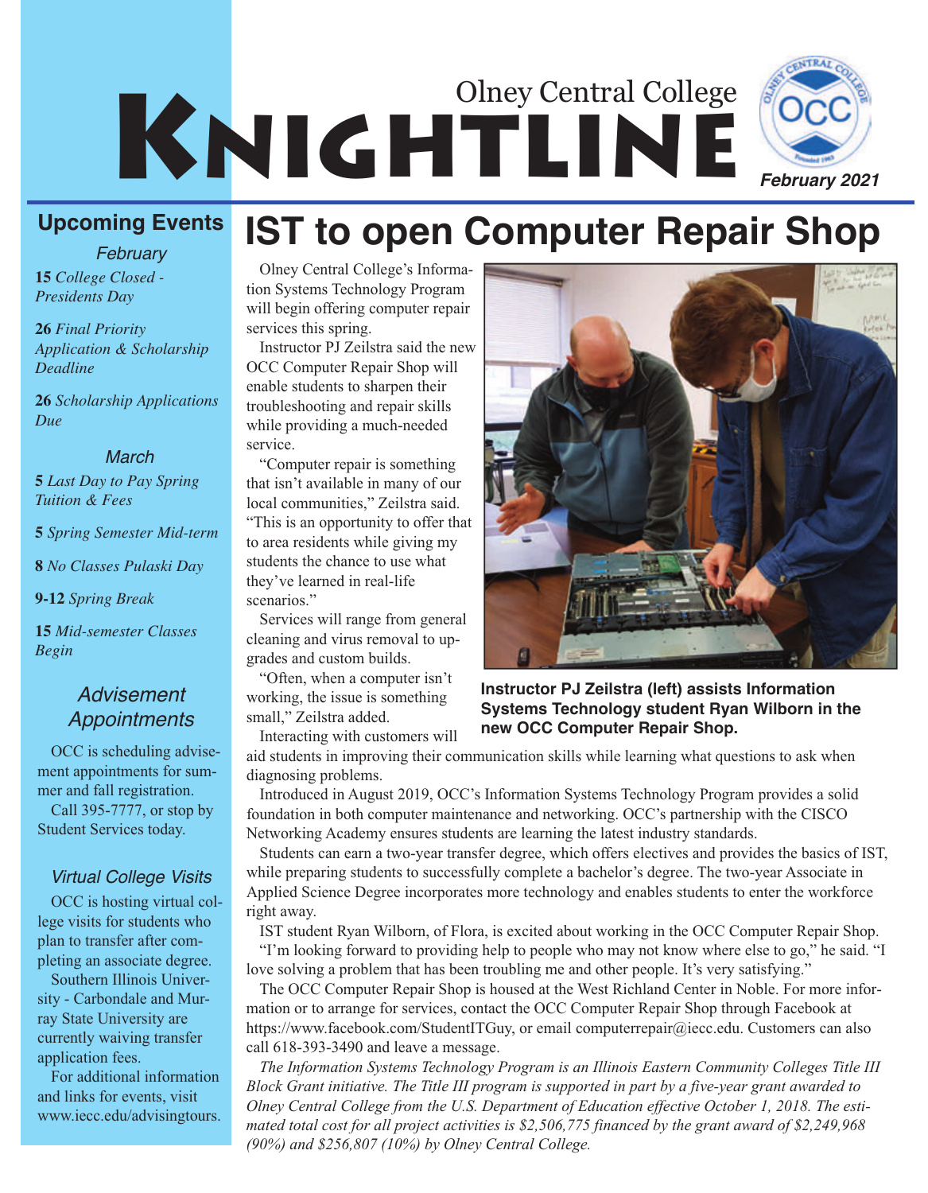# Olney Central College KNIGHTLINE

*February 2021*

## Upcoming Events

*February*

**15** *College Closed - Presidents Day*

**26** *Final Priority Application & Scholarship Deadline*

**26** *Scholarship Applications Due*

*March*

**5** *Last Day to Pay Spring Tuition & Fees*

**5** *Spring Semester Mid-term*

**8** *No Classes Pulaski Day*

**9-12** *Spring Break*

**15** *Mid-semester Classes Begin*

### *Advisement Appointments*

OCC is scheduling advisement appointments for summer and fall registration.

Call 395-7777, or stop by Student Services today.

### *Virtual College Visits*

OCC is hosting virtual college visits for students who plan to transfer after completing an associate degree.

Southern Illinois University - Carbondale and Murray State University are currently waiving transfer application fees.

For additional information and links for events, visit www.iecc.edu/advisingtours.

# IST to open Computer Repair Shop

Olney Central College's Information Systems Technology Program will begin offering computer repair services this spring.

Instructor PJ Zeilstra said the new OCC Computer Repair Shop will enable students to sharpen their troubleshooting and repair skills while providing a much-needed service.

"Computer repair is something that isn't available in many of our local communities," Zeilstra said. "This is an opportunity to offer that to area residents while giving my students the chance to use what they've learned in real-life scenarios."

Services will range from general cleaning and virus removal to upgrades and custom builds.

"Often, when a computer isn't working, the issue is something small," Zeilstra added.

**Instructor PJ Zeilstra (left) assists Information Systems Technology student Ryan Wilborn in the new OCC Computer Repair Shop.**

Interacting with customers will aid students in improving their communication skills while learning what questions to ask when diagnosing problems.

Introduced in August 2019, OCC's Information Systems Technology Program provides a solid foundation in both computer maintenance and networking. OCC's partnership with the CISCO Networking Academy ensures students are learning the latest industry standards.

Students can earn a two-year transfer degree, which offers electives and provides the basics of IST, while preparing students to successfully complete a bachelor's degree. The two-year Associate in Applied Science Degree incorporates more technology and enables students to enter the workforce right away.

IST student Ryan Wilborn, of Flora, is excited about working in the OCC Computer Repair Shop.

"I'm looking forward to providing help to people who may not know where else to go," he said. "I love solving a problem that has been troubling me and other people. It's very satisfying."

The OCC Computer Repair Shop is housed at the West Richland Center in Noble. For more information or to arrange for services, contact the OCC Computer Repair Shop through Facebook at https://www.facebook.com/StudentITGuy, or email computerrepair@iecc.edu. Customers can also call 618-393-3490 and leave a message.

*The Information Systems Technology Program is an Illinois Eastern Community Colleges Title III Block Grant initiative. The Title III program is supported in part by a five-year grant awarded to Olney Central College from the U.S. Department of Education effective October 1, 2018. The estimated total cost for all project activities is $2,506,775 financed by the grant award of $2,249,968 (90%) and $256,807 (10%) by Olney Central College.*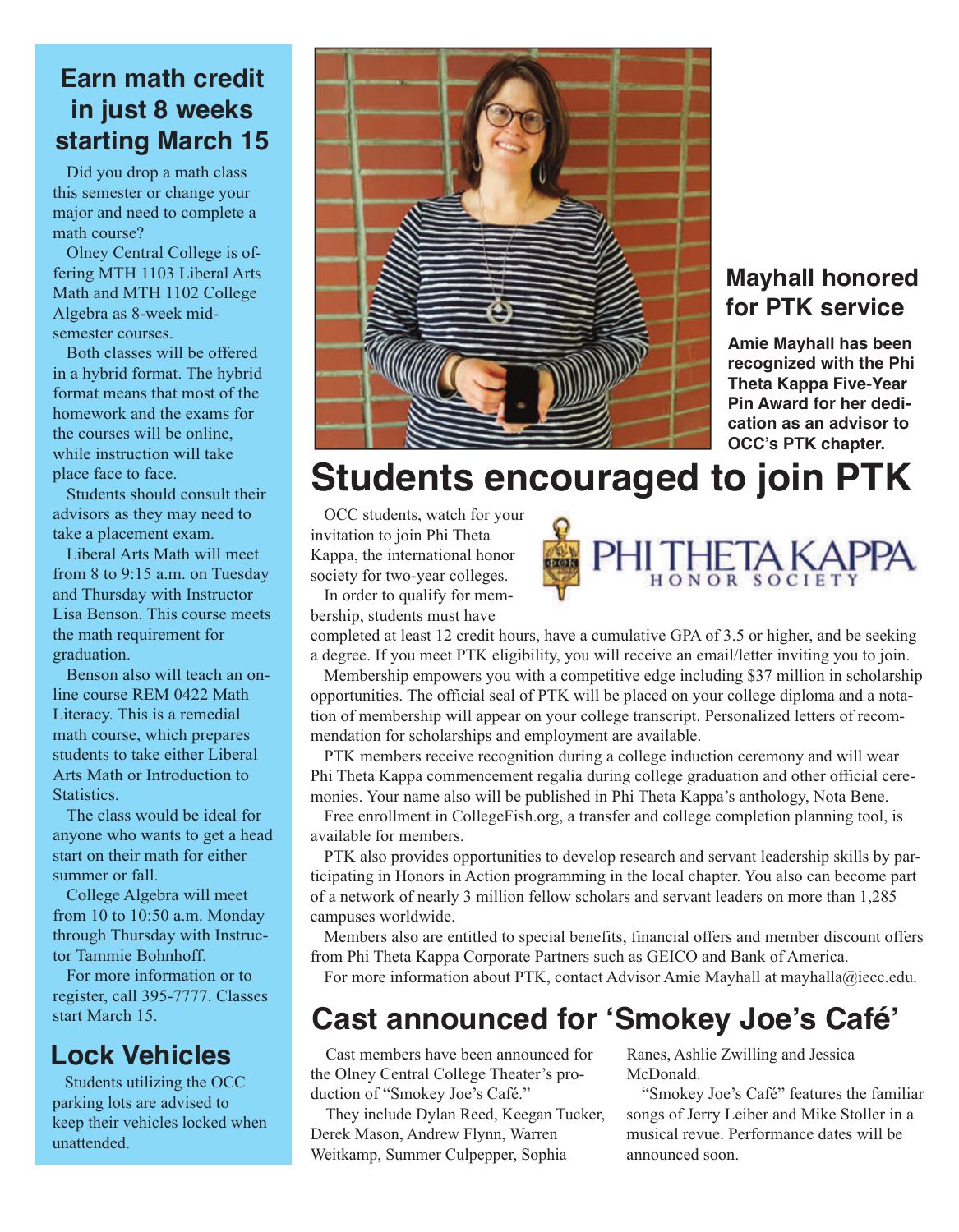## Earn math credit in just 8 weeks starting March 15

Did you drop a math class this semester or change your major and need to complete a math course?

Olney Central College is offering MTH 1103 Liberal Arts Math and MTH 1102 College Algebra as 8-week mid-semester courses.

Both classes will be offered in a hybrid format. The hybrid format means that most of the homework and the exams for the courses will be online, while instruction will take place face to face.

Students should consult their advisors as they may need to take a placement exam.

Liberal Arts Math will meet from 8 to 9:15 a.m. on Tuesday and Thursday with Instructor Lisa Benson. This course meets the math requirement for graduation.

Benson also will teach an online course REM 0422 Math Literacy. This is a remedial math course, which prepares students to take either Liberal Arts Math or Introduction to Statistics.

The class would be ideal for anyone who wants to get a head start on their math for either summer or fall.

College Algebra will meet from 10 to 10:50 a.m. Monday through Thursday with Instructor Tammie Bohnhoff.

For more information or to register, call 395-7777. Classes start March 15.

## Lock Vehicles

Students utilizing the OCC parking lots are advised to keep their vehicles locked when unattended.

## Mayhall honored for PTK service

**Amie Mayhall has been recognized with the Phi Theta Kappa Five-Year Pin Award for her dedication as an advisor to OCC's PTK chapter.**

# Students encouraged to join PTK

OCC students, watch for your invitation to join Phi Theta Kappa, the international honor society for two-year colleges.

In order to qualify for membership, students must have completed at least 12 credit hours, have a cumulative GPA of 3.5 or higher, and be seeking a degree. If you meet PTK eligibility, you will receive an email/letter inviting you to join.

Membership empowers you with a competitive edge including $37 million in scholarship opportunities. The official seal of PTK will be placed on your college diploma and a notation of membership will appear on your college transcript. Personalized letters of recommendation for scholarships and employment are available.

PTK members receive recognition during a college induction ceremony and will wear Phi Theta Kappa commencement regalia during college graduation and other official ceremonies. Your name also will be published in Phi Theta Kappa's anthology, Nota Bene.

Free enrollment in CollegeFish.org, a transfer and college completion planning tool, is available for members.

PTK also provides opportunities to develop research and servant leadership skills by participating in Honors in Action programming in the local chapter. You also can become part of a network of nearly 3 million fellow scholars and servant leaders on more than 1,285 campuses worldwide.

Members also are entitled to special benefits, financial offers and member discount offers from Phi Theta Kappa Corporate Partners such as GEICO and Bank of America.

For more information about PTK, contact Advisor Amie Mayhall at mayhalla@iecc.edu.

## Cast announced for 'Smokey Joe's Café'

Cast members have been announced for the Olney Central College Theater's production of "Smokey Joe's Café."

They include Dylan Reed, Keegan Tucker, Derek Mason, Andrew Flynn, Warren Weitkamp, Summer Culpepper, Sophia Ranes, Ashlie Zwilling and Jessica McDonald.

"Smokey Joe's Café" features the familiar songs of Jerry Leiber and Mike Stoller in a musical revue. Performance dates will be announced soon.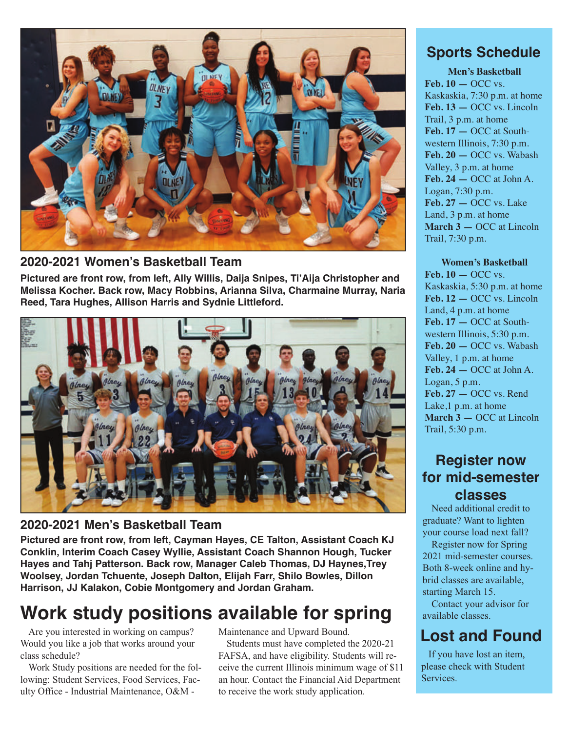## 2020-2021 Women's Basketball Team

**Pictured are front row, from left, Ally Willis, Daija Snipes, Ti'Aija Christopher and Melissa Kocher. Back row, Macy Robbins, Arianna Silva, Charmaine Murray, Naria Reed, Tara Hughes, Allison Harris and Sydnie Littleford.**

## 2020-2021 Men's Basketball Team

**Pictured are front row, from left, Cayman Hayes, CE Talton, Assistant Coach KJ Conklin, Interim Coach Casey Wyllie, Assistant Coach Shannon Hough, Tucker Hayes and Tahj Patterson. Back row, Manager Caleb Thomas, DJ Haynes,Trey Woolsey, Jordan Tchuente, Joseph Dalton, Elijah Farr, Shilo Bowles, Dillon Harrison, JJ Kalakon, Cobie Montgomery and Jordan Graham.**

# Work study positions available for spring

Are you interested in working on campus? Would you like a job that works around your class schedule?

Work Study positions are needed for the following: Student Services, Food Services, Faculty Office - Industrial Maintenance, O&M - Maintenance and Upward Bound.

Students must have completed the 2020-21 FAFSA, and have eligibility. Students will receive the current Illinois minimum wage of $11 an hour. Contact the Financial Aid Department to receive the work study application.

## Sports Schedule

**Men's Basketball**

**Feb. 10 —** OCC vs. Kaskaskia, 7:30 p.m. at home
**Feb. 13 —** OCC vs. Lincoln Trail, 3 p.m. at home
**Feb. 17 —** OCC at Southwestern Illinois, 7:30 p.m.
**Feb. 20 —** OCC vs. Wabash Valley, 3 p.m. at home
**Feb. 24 —** OCC at John A. Logan, 7:30 p.m.
**Feb. 27 —** OCC vs. Lake Land, 3 p.m. at home
**March 3 —** OCC at Lincoln Trail, 7:30 p.m.

**Women's Basketball**

**Feb. 10 —** OCC vs. Kaskaskia, 5:30 p.m. at home
**Feb. 12 —** OCC vs. Lincoln Land, 4 p.m. at home
**Feb. 17 —** OCC at Southwestern Illinois, 5:30 p.m.
**Feb. 20 —** OCC vs. Wabash Valley, 1 p.m. at home
**Feb. 24 —** OCC at John A. Logan, 5 p.m.
**Feb. 27 —** OCC vs. Rend Lake,1 p.m. at home
**March 3 —** OCC at Lincoln Trail, 5:30 p.m.

## Register now for mid-semester classes

Need additional credit to graduate? Want to lighten your course load next fall?

Register now for Spring 2021 mid-semester courses. Both 8-week online and hybrid classes are available, starting March 15.

Contact your advisor for available classes.

## Lost and Found

If you have lost an item, please check with Student Services.